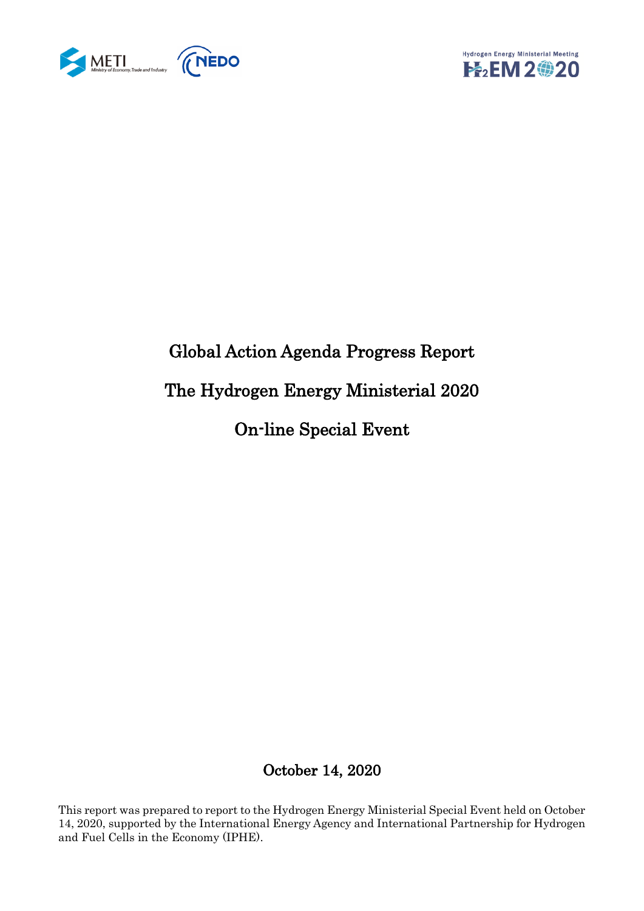# Global Action Agenda Progress Report

# The Hydrogen Energy Ministerial 2020

# On-line Special Event

October 14, 2020

This report was prepared to report to the Hydrogen Energy Ministerial Special Event held on October 14, 2020, supported by the International Energy Agency and International Partnership for Hydrogen and Fuel Cells in the Economy (IPHE).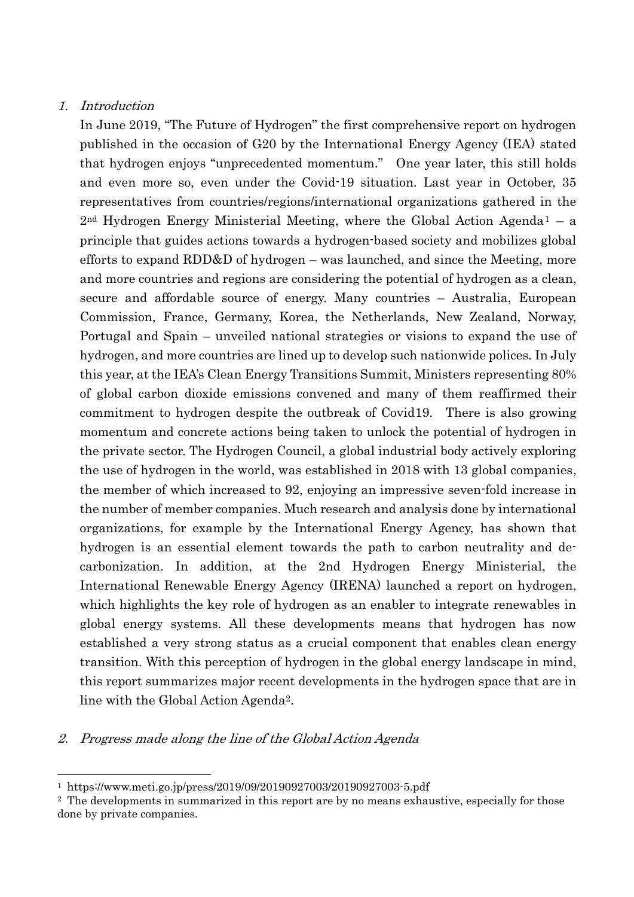## *1. Introduction*

In June 2019, "The Future of Hydrogen" the first comprehensive report on hydrogen published in the occasion of G20 by the International Energy Agency (IEA) stated that hydrogen enjoys "unprecedented momentum." One year later, this still holds and even more so, even under the Covid-19 situation. Last year in October, 35 representatives from countries/regions/international organizations gathered in the 2nd Hydrogen Energy Ministerial Meeting, where the Global Action Agenda[1] – a principle that guides actions towards a hydrogen-based society and mobilizes global efforts to expand RDD&D of hydrogen – was launched, and since the Meeting, more and more countries and regions are considering the potential of hydrogen as a clean, secure and affordable source of energy. Many countries – Australia, European Commission, France, Germany, Korea, the Netherlands, New Zealand, Norway, Portugal and Spain – unveiled national strategies or visions to expand the use of hydrogen, and more countries are lined up to develop such nationwide polices. In July this year, at the IEA's Clean Energy Transitions Summit, Ministers representing 80% of global carbon dioxide emissions convened and many of them reaffirmed their commitment to hydrogen despite the outbreak of Covid19. There is also growing momentum and concrete actions being taken to unlock the potential of hydrogen in the private sector. The Hydrogen Council, a global industrial body actively exploring the use of hydrogen in the world, was established in 2018 with 13 global companies, the member of which increased to 92, enjoying an impressive seven-fold increase in the number of member companies. Much research and analysis done by international organizations, for example by the International Energy Agency, has shown that hydrogen is an essential element towards the path to carbon neutrality and de-carbonization. In addition, at the 2nd Hydrogen Energy Ministerial, the International Renewable Energy Agency (IRENA) launched a report on hydrogen, which highlights the key role of hydrogen as an enabler to integrate renewables in global energy systems. All these developments means that hydrogen has now established a very strong status as a crucial component that enables clean energy transition. With this perception of hydrogen in the global energy landscape in mind, this report summarizes major recent developments in the hydrogen space that are in line with the Global Action Agenda[2].

## *2. Progress made along the line of the Global Action Agenda*

---

[1] https://www.meti.go.jp/press/2019/09/20190927003/20190927003-5.pdf

[2] The developments in summarized in this report are by no means exhaustive, especially for those done by private companies.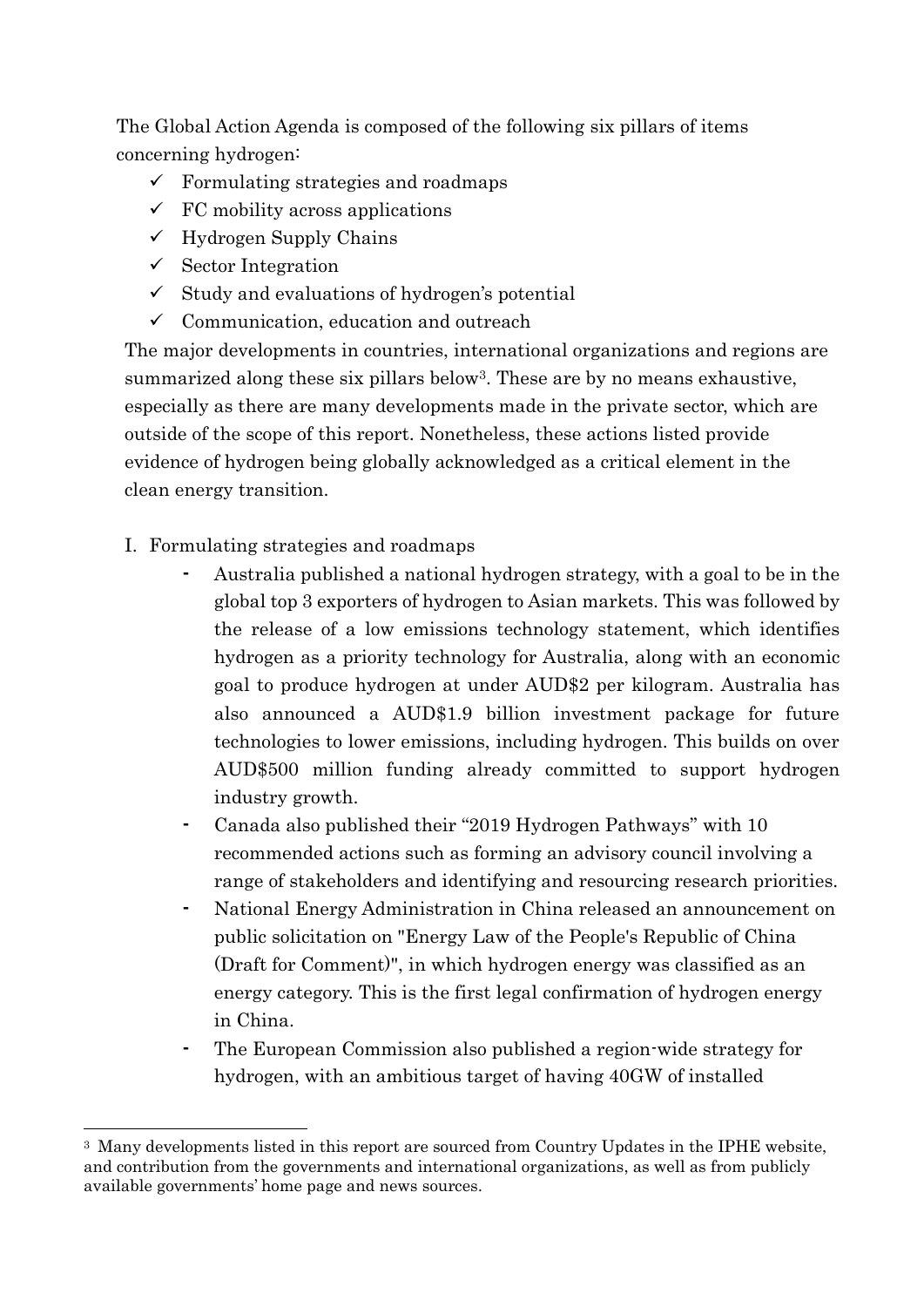The Global Action Agenda is composed of the following six pillars of items concerning hydrogen:

- ✓ Formulating strategies and roadmaps
- ✓ FC mobility across applications
- ✓ Hydrogen Supply Chains
- ✓ Sector Integration
- ✓ Study and evaluations of hydrogen's potential
- ✓ Communication, education and outreach

The major developments in countries, international organizations and regions are summarized along these six pillars below[3]. These are by no means exhaustive, especially as there are many developments made in the private sector, which are outside of the scope of this report. Nonetheless, these actions listed provide evidence of hydrogen being globally acknowledged as a critical element in the clean energy transition.

I. Formulating strategies and roadmaps

- Australia published a national hydrogen strategy, with a goal to be in the global top 3 exporters of hydrogen to Asian markets. This was followed by the release of a low emissions technology statement, which identifies hydrogen as a priority technology for Australia, along with an economic goal to produce hydrogen at under AUD$2 per kilogram. Australia has also announced a AUD$1.9 billion investment package for future technologies to lower emissions, including hydrogen. This builds on over AUD$500 million funding already committed to support hydrogen industry growth.
- Canada also published their "2019 Hydrogen Pathways" with 10 recommended actions such as forming an advisory council involving a range of stakeholders and identifying and resourcing research priorities.
- National Energy Administration in China released an announcement on public solicitation on "Energy Law of the People's Republic of China (Draft for Comment)", in which hydrogen energy was classified as an energy category. This is the first legal confirmation of hydrogen energy in China.
- The European Commission also published a region-wide strategy for hydrogen, with an ambitious target of having 40GW of installed

[3] Many developments listed in this report are sourced from Country Updates in the IPHE website, and contribution from the governments and international organizations, as well as from publicly available governments' home page and news sources.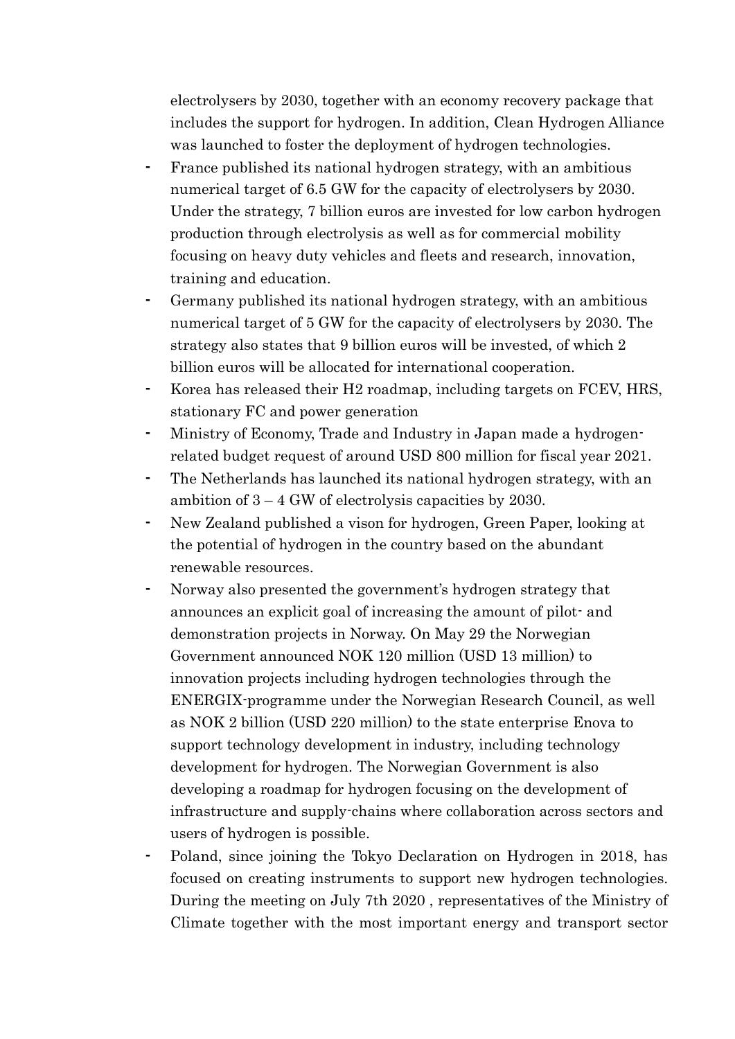electrolysers by 2030, together with an economy recovery package that includes the support for hydrogen. In addition, Clean Hydrogen Alliance was launched to foster the deployment of hydrogen technologies.

- France published its national hydrogen strategy, with an ambitious numerical target of 6.5 GW for the capacity of electrolysers by 2030. Under the strategy, 7 billion euros are invested for low carbon hydrogen production through electrolysis as well as for commercial mobility focusing on heavy duty vehicles and fleets and research, innovation, training and education.
- Germany published its national hydrogen strategy, with an ambitious numerical target of 5 GW for the capacity of electrolysers by 2030. The strategy also states that 9 billion euros will be invested, of which 2 billion euros will be allocated for international cooperation.
- Korea has released their H2 roadmap, including targets on FCEV, HRS, stationary FC and power generation
- Ministry of Economy, Trade and Industry in Japan made a hydrogen-related budget request of around USD 800 million for fiscal year 2021.
- The Netherlands has launched its national hydrogen strategy, with an ambition of 3 – 4 GW of electrolysis capacities by 2030.
- New Zealand published a vison for hydrogen, Green Paper, looking at the potential of hydrogen in the country based on the abundant renewable resources.
- Norway also presented the government's hydrogen strategy that announces an explicit goal of increasing the amount of pilot- and demonstration projects in Norway. On May 29 the Norwegian Government announced NOK 120 million (USD 13 million) to innovation projects including hydrogen technologies through the ENERGIX-programme under the Norwegian Research Council, as well as NOK 2 billion (USD 220 million) to the state enterprise Enova to support technology development in industry, including technology development for hydrogen. The Norwegian Government is also developing a roadmap for hydrogen focusing on the development of infrastructure and supply-chains where collaboration across sectors and users of hydrogen is possible.
- Poland, since joining the Tokyo Declaration on Hydrogen in 2018, has focused on creating instruments to support new hydrogen technologies. During the meeting on July 7th 2020 , representatives of the Ministry of Climate together with the most important energy and transport sector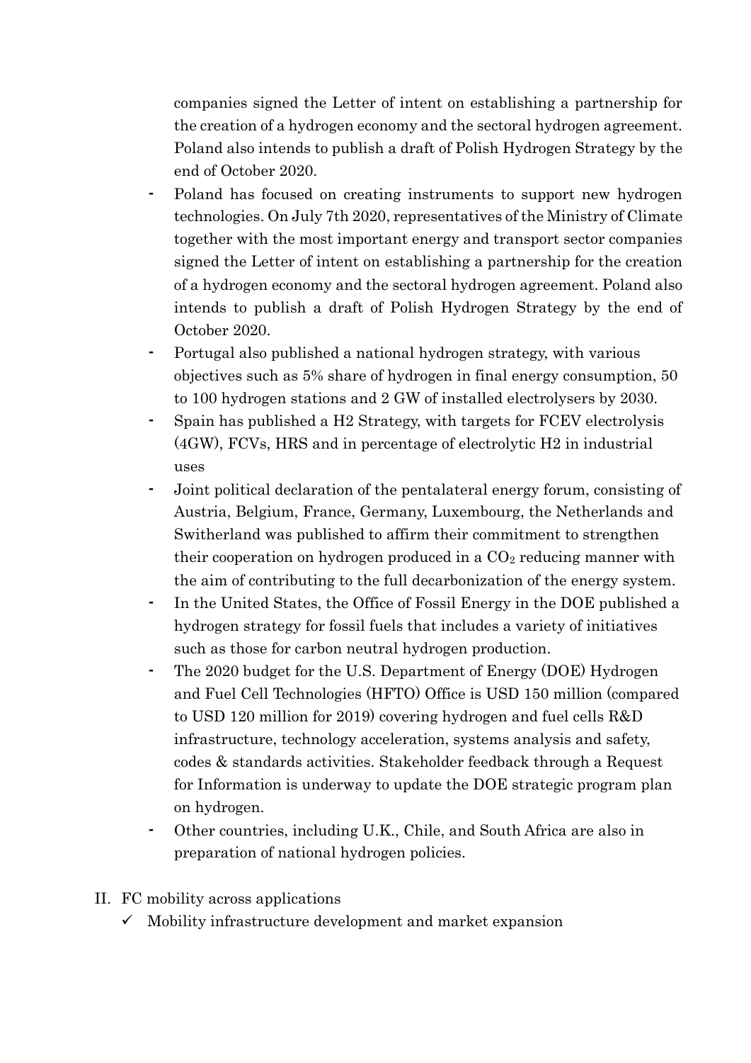companies signed the Letter of intent on establishing a partnership for the creation of a hydrogen economy and the sectoral hydrogen agreement. Poland also intends to publish a draft of Polish Hydrogen Strategy by the end of October 2020.

- Poland has focused on creating instruments to support new hydrogen technologies. On July 7th 2020, representatives of the Ministry of Climate together with the most important energy and transport sector companies signed the Letter of intent on establishing a partnership for the creation of a hydrogen economy and the sectoral hydrogen agreement. Poland also intends to publish a draft of Polish Hydrogen Strategy by the end of October 2020.
- Portugal also published a national hydrogen strategy, with various objectives such as 5% share of hydrogen in final energy consumption, 50 to 100 hydrogen stations and 2 GW of installed electrolysers by 2030.
- Spain has published a H2 Strategy, with targets for FCEV electrolysis (4GW), FCVs, HRS and in percentage of electrolytic H2 in industrial uses
- Joint political declaration of the pentalateral energy forum, consisting of Austria, Belgium, France, Germany, Luxembourg, the Netherlands and Switherland was published to affirm their commitment to strengthen their cooperation on hydrogen produced in a $CO_2$ reducing manner with the aim of contributing to the full decarbonization of the energy system.
- In the United States, the Office of Fossil Energy in the DOE published a hydrogen strategy for fossil fuels that includes a variety of initiatives such as those for carbon neutral hydrogen production.
- The 2020 budget for the U.S. Department of Energy (DOE) Hydrogen and Fuel Cell Technologies (HFTO) Office is USD 150 million (compared to USD 120 million for 2019) covering hydrogen and fuel cells R&D infrastructure, technology acceleration, systems analysis and safety, codes & standards activities. Stakeholder feedback through a Request for Information is underway to update the DOE strategic program plan on hydrogen.
- Other countries, including U.K., Chile, and South Africa are also in preparation of national hydrogen policies.

II. FC mobility across applications

✓ Mobility infrastructure development and market expansion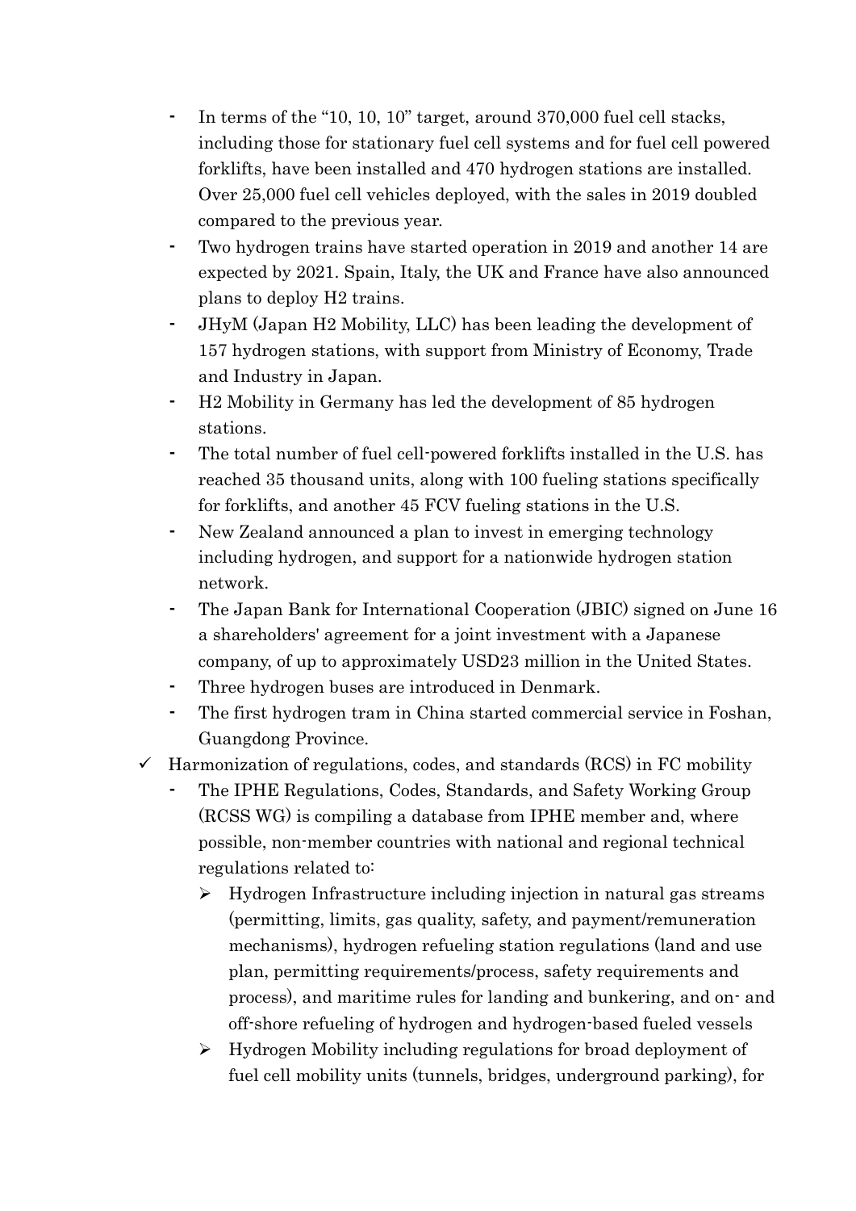- In terms of the "10, 10, 10" target, around 370,000 fuel cell stacks, including those for stationary fuel cell systems and for fuel cell powered forklifts, have been installed and 470 hydrogen stations are installed. Over 25,000 fuel cell vehicles deployed, with the sales in 2019 doubled compared to the previous year.
- Two hydrogen trains have started operation in 2019 and another 14 are expected by 2021. Spain, Italy, the UK and France have also announced plans to deploy H2 trains.
- JHyM (Japan H2 Mobility, LLC) has been leading the development of 157 hydrogen stations, with support from Ministry of Economy, Trade and Industry in Japan.
- H2 Mobility in Germany has led the development of 85 hydrogen stations.
- The total number of fuel cell-powered forklifts installed in the U.S. has reached 35 thousand units, along with 100 fueling stations specifically for forklifts, and another 45 FCV fueling stations in the U.S.
- New Zealand announced a plan to invest in emerging technology including hydrogen, and support for a nationwide hydrogen station network.
- The Japan Bank for International Cooperation (JBIC) signed on June 16 a shareholders' agreement for a joint investment with a Japanese company, of up to approximately USD23 million in the United States.
- Three hydrogen buses are introduced in Denmark.
- The first hydrogen tram in China started commercial service in Foshan, Guangdong Province.

✓ Harmonization of regulations, codes, and standards (RCS) in FC mobility
  - The IPHE Regulations, Codes, Standards, and Safety Working Group (RCSS WG) is compiling a database from IPHE member and, where possible, non-member countries with national and regional technical regulations related to:
    - Hydrogen Infrastructure including injection in natural gas streams (permitting, limits, gas quality, safety, and payment/remuneration mechanisms), hydrogen refueling station regulations (land and use plan, permitting requirements/process, safety requirements and process), and maritime rules for landing and bunkering, and on- and off-shore refueling of hydrogen and hydrogen-based fueled vessels
    - Hydrogen Mobility including regulations for broad deployment of fuel cell mobility units (tunnels, bridges, underground parking), for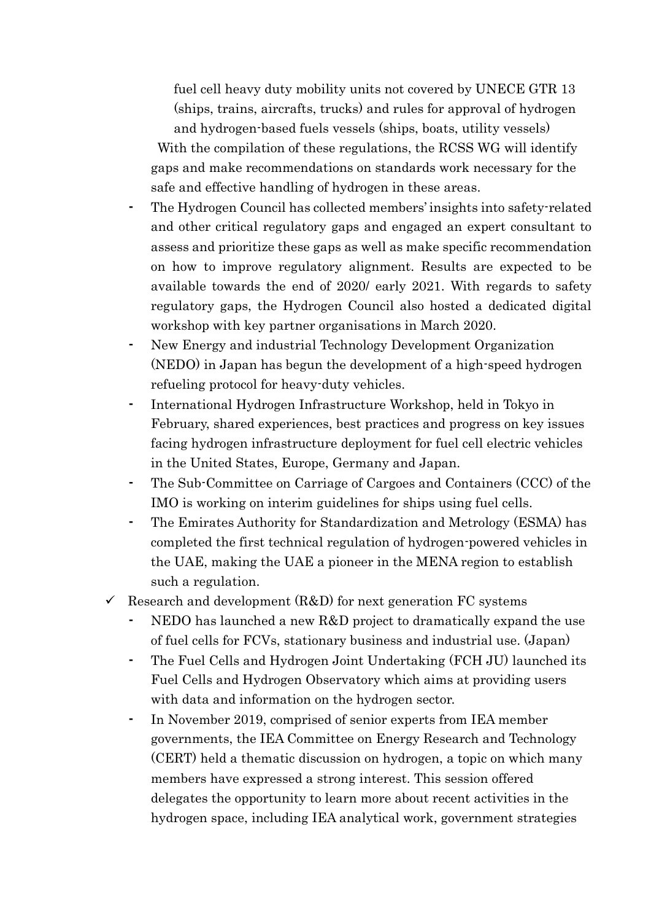fuel cell heavy duty mobility units not covered by UNECE GTR 13 (ships, trains, aircrafts, trucks) and rules for approval of hydrogen and hydrogen-based fuels vessels (ships, boats, utility vessels)

With the compilation of these regulations, the RCSS WG will identify gaps and make recommendations on standards work necessary for the safe and effective handling of hydrogen in these areas.

- The Hydrogen Council has collected members' insights into safety-related and other critical regulatory gaps and engaged an expert consultant to assess and prioritize these gaps as well as make specific recommendation on how to improve regulatory alignment. Results are expected to be available towards the end of 2020/ early 2021. With regards to safety regulatory gaps, the Hydrogen Council also hosted a dedicated digital workshop with key partner organisations in March 2020.
- New Energy and industrial Technology Development Organization (NEDO) in Japan has begun the development of a high-speed hydrogen refueling protocol for heavy-duty vehicles.
- International Hydrogen Infrastructure Workshop, held in Tokyo in February, shared experiences, best practices and progress on key issues facing hydrogen infrastructure deployment for fuel cell electric vehicles in the United States, Europe, Germany and Japan.
- The Sub-Committee on Carriage of Cargoes and Containers (CCC) of the IMO is working on interim guidelines for ships using fuel cells.
- The Emirates Authority for Standardization and Metrology (ESMA) has completed the first technical regulation of hydrogen-powered vehicles in the UAE, making the UAE a pioneer in the MENA region to establish such a regulation.

✓ Research and development (R&D) for next generation FC systems

- NEDO has launched a new R&D project to dramatically expand the use of fuel cells for FCVs, stationary business and industrial use. (Japan)
- The Fuel Cells and Hydrogen Joint Undertaking (FCH JU) launched its Fuel Cells and Hydrogen Observatory which aims at providing users with data and information on the hydrogen sector.
- In November 2019, comprised of senior experts from IEA member governments, the IEA Committee on Energy Research and Technology (CERT) held a thematic discussion on hydrogen, a topic on which many members have expressed a strong interest. This session offered delegates the opportunity to learn more about recent activities in the hydrogen space, including IEA analytical work, government strategies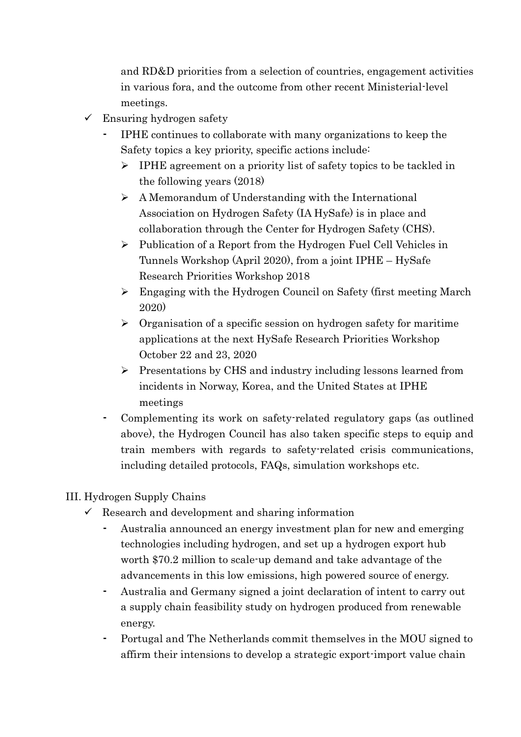and RD&D priorities from a selection of countries, engagement activities in various fora, and the outcome from other recent Ministerial-level meetings.

- ✓ Ensuring hydrogen safety
  - IPHE continues to collaborate with many organizations to keep the Safety topics a key priority, specific actions include:
    - ➢ IPHE agreement on a priority list of safety topics to be tackled in the following years (2018)
    - ➢ A Memorandum of Understanding with the International Association on Hydrogen Safety (IA HySafe) is in place and collaboration through the Center for Hydrogen Safety (CHS).
    - ➢ Publication of a Report from the Hydrogen Fuel Cell Vehicles in Tunnels Workshop (April 2020), from a joint IPHE – HySafe Research Priorities Workshop 2018
    - ➢ Engaging with the Hydrogen Council on Safety (first meeting March 2020)
    - ➢ Organisation of a specific session on hydrogen safety for maritime applications at the next HySafe Research Priorities Workshop October 22 and 23, 2020
    - ➢ Presentations by CHS and industry including lessons learned from incidents in Norway, Korea, and the United States at IPHE meetings
  - Complementing its work on safety-related regulatory gaps (as outlined above), the Hydrogen Council has also taken specific steps to equip and train members with regards to safety-related crisis communications, including detailed protocols, FAQs, simulation workshops etc.

III. Hydrogen Supply Chains

- ✓ Research and development and sharing information
  - Australia announced an energy investment plan for new and emerging technologies including hydrogen, and set up a hydrogen export hub worth $70.2 million to scale-up demand and take advantage of the advancements in this low emissions, high powered source of energy.
  - Australia and Germany signed a joint declaration of intent to carry out a supply chain feasibility study on hydrogen produced from renewable energy.
  - Portugal and The Netherlands commit themselves in the MOU signed to affirm their intensions to develop a strategic export-import value chain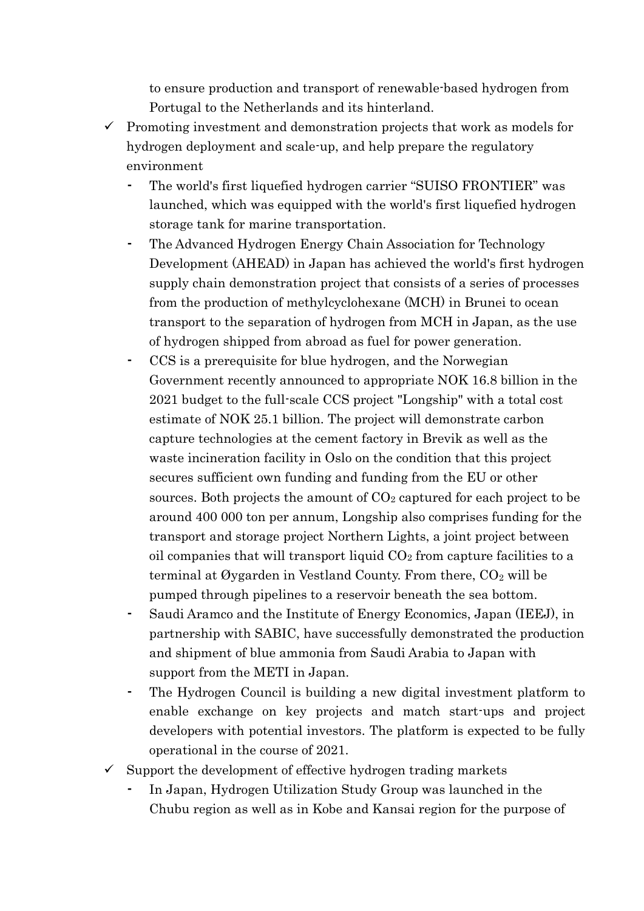to ensure production and transport of renewable-based hydrogen from Portugal to the Netherlands and its hinterland.

- ✓ Promoting investment and demonstration projects that work as models for hydrogen deployment and scale-up, and help prepare the regulatory environment
  - The world's first liquefied hydrogen carrier "SUISO FRONTIER" was launched, which was equipped with the world's first liquefied hydrogen storage tank for marine transportation.
  - The Advanced Hydrogen Energy Chain Association for Technology Development (AHEAD) in Japan has achieved the world's first hydrogen supply chain demonstration project that consists of a series of processes from the production of methylcyclohexane (MCH) in Brunei to ocean transport to the separation of hydrogen from MCH in Japan, as the use of hydrogen shipped from abroad as fuel for power generation.
  - CCS is a prerequisite for blue hydrogen, and the Norwegian Government recently announced to appropriate NOK 16.8 billion in the 2021 budget to the full-scale CCS project "Longship" with a total cost estimate of NOK 25.1 billion. The project will demonstrate carbon capture technologies at the cement factory in Brevik as well as the waste incineration facility in Oslo on the condition that this project secures sufficient own funding and funding from the EU or other sources. Both projects the amount of $CO_2$ captured for each project to be around 400 000 ton per annum, Longship also comprises funding for the transport and storage project Northern Lights, a joint project between oil companies that will transport liquid $CO_2$ from capture facilities to a terminal at Øygarden in Vestland County. From there, $CO_2$ will be pumped through pipelines to a reservoir beneath the sea bottom.
  - Saudi Aramco and the Institute of Energy Economics, Japan (IEEJ), in partnership with SABIC, have successfully demonstrated the production and shipment of blue ammonia from Saudi Arabia to Japan with support from the METI in Japan.
  - The Hydrogen Council is building a new digital investment platform to enable exchange on key projects and match start-ups and project developers with potential investors. The platform is expected to be fully operational in the course of 2021.
- ✓ Support the development of effective hydrogen trading markets
  - In Japan, Hydrogen Utilization Study Group was launched in the Chubu region as well as in Kobe and Kansai region for the purpose of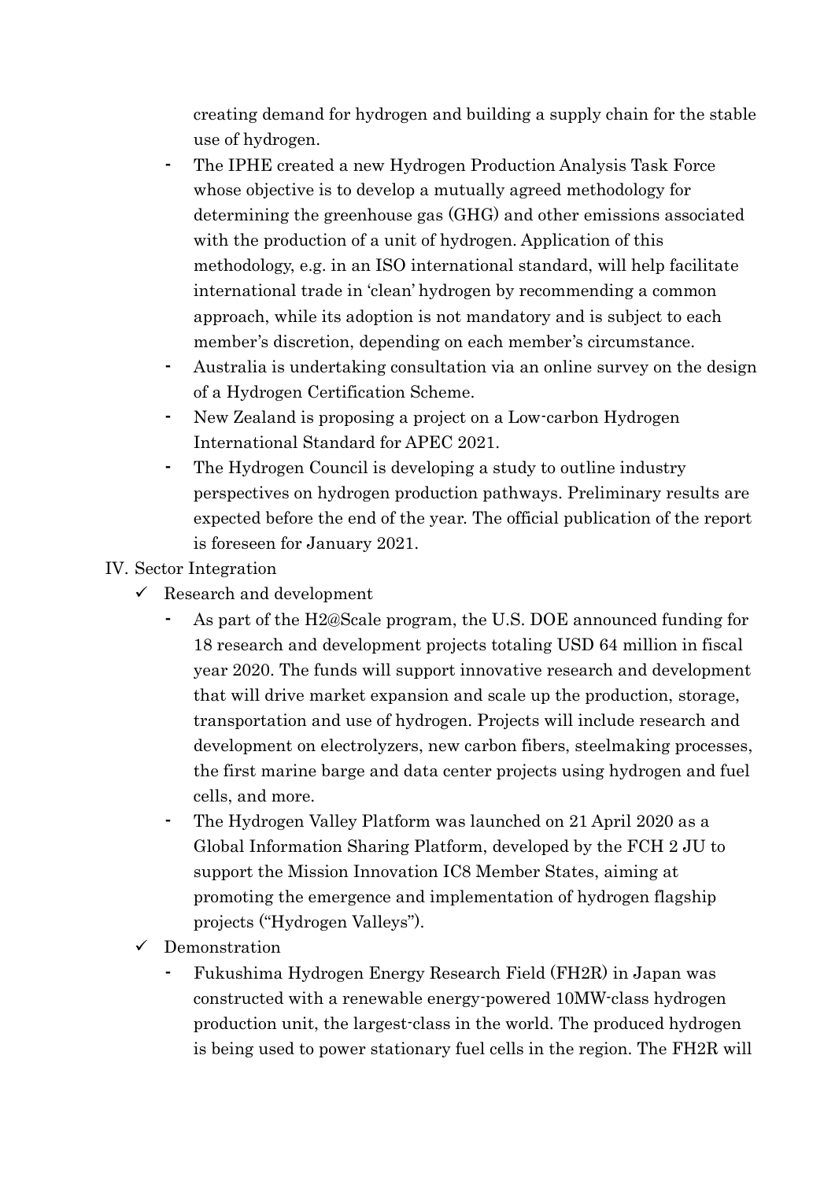creating demand for hydrogen and building a supply chain for the stable use of hydrogen.

- The IPHE created a new Hydrogen Production Analysis Task Force whose objective is to develop a mutually agreed methodology for determining the greenhouse gas (GHG) and other emissions associated with the production of a unit of hydrogen. Application of this methodology, e.g. in an ISO international standard, will help facilitate international trade in 'clean' hydrogen by recommending a common approach, while its adoption is not mandatory and is subject to each member's discretion, depending on each member's circumstance.
- Australia is undertaking consultation via an online survey on the design of a Hydrogen Certification Scheme.
- New Zealand is proposing a project on a Low-carbon Hydrogen International Standard for APEC 2021.
- The Hydrogen Council is developing a study to outline industry perspectives on hydrogen production pathways. Preliminary results are expected before the end of the year. The official publication of the report is foreseen for January 2021.

IV. Sector Integration

- ✓ Research and development
  - As part of the H2@Scale program, the U.S. DOE announced funding for 18 research and development projects totaling USD 64 million in fiscal year 2020. The funds will support innovative research and development that will drive market expansion and scale up the production, storage, transportation and use of hydrogen. Projects will include research and development on electrolyzers, new carbon fibers, steelmaking processes, the first marine barge and data center projects using hydrogen and fuel cells, and more.
  - The Hydrogen Valley Platform was launched on 21 April 2020 as a Global Information Sharing Platform, developed by the FCH 2 JU to support the Mission Innovation IC8 Member States, aiming at promoting the emergence and implementation of hydrogen flagship projects ("Hydrogen Valleys").
- ✓ Demonstration
  - Fukushima Hydrogen Energy Research Field (FH2R) in Japan was constructed with a renewable energy-powered 10MW-class hydrogen production unit, the largest-class in the world. The produced hydrogen is being used to power stationary fuel cells in the region. The FH2R will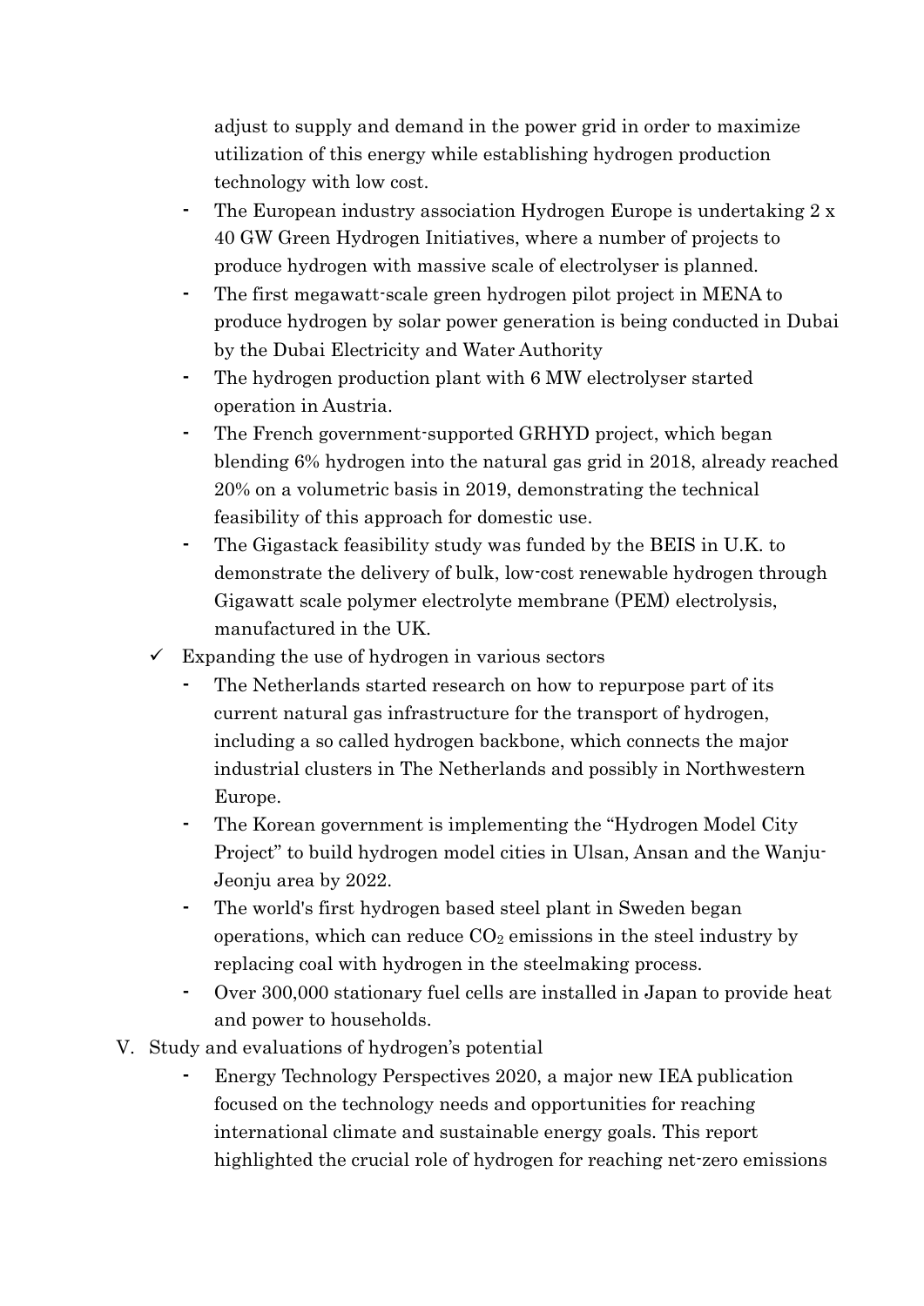adjust to supply and demand in the power grid in order to maximize utilization of this energy while establishing hydrogen production technology with low cost.

- The European industry association Hydrogen Europe is undertaking 2 x 40 GW Green Hydrogen Initiatives, where a number of projects to produce hydrogen with massive scale of electrolyser is planned.
- The first megawatt-scale green hydrogen pilot project in MENA to produce hydrogen by solar power generation is being conducted in Dubai by the Dubai Electricity and Water Authority
- The hydrogen production plant with 6 MW electrolyser started operation in Austria.
- The French government-supported GRHYD project, which began blending 6% hydrogen into the natural gas grid in 2018, already reached 20% on a volumetric basis in 2019, demonstrating the technical feasibility of this approach for domestic use.
- The Gigastack feasibility study was funded by the BEIS in U.K. to demonstrate the delivery of bulk, low-cost renewable hydrogen through Gigawatt scale polymer electrolyte membrane (PEM) electrolysis, manufactured in the UK.

✓ Expanding the use of hydrogen in various sectors

- The Netherlands started research on how to repurpose part of its current natural gas infrastructure for the transport of hydrogen, including a so called hydrogen backbone, which connects the major industrial clusters in The Netherlands and possibly in Northwestern Europe.
- The Korean government is implementing the "Hydrogen Model City Project" to build hydrogen model cities in Ulsan, Ansan and the Wanju-Jeonju area by 2022.
- The world's first hydrogen based steel plant in Sweden began operations, which can reduce $CO_2$ emissions in the steel industry by replacing coal with hydrogen in the steelmaking process.
- Over 300,000 stationary fuel cells are installed in Japan to provide heat and power to households.

V. Study and evaluations of hydrogen's potential

- Energy Technology Perspectives 2020, a major new IEA publication focused on the technology needs and opportunities for reaching international climate and sustainable energy goals. This report highlighted the crucial role of hydrogen for reaching net-zero emissions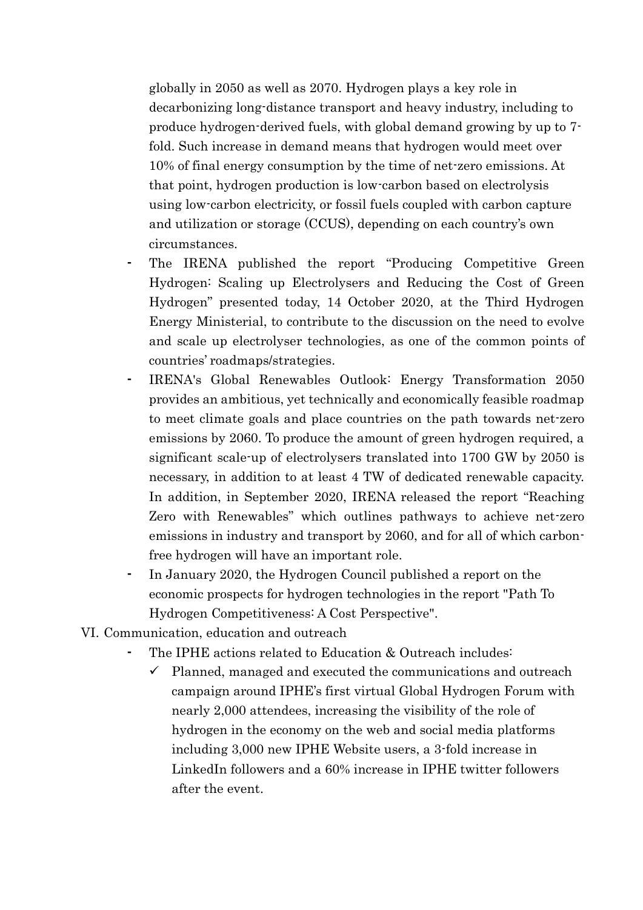globally in 2050 as well as 2070. Hydrogen plays a key role in decarbonizing long-distance transport and heavy industry, including to produce hydrogen-derived fuels, with global demand growing by up to 7-fold. Such increase in demand means that hydrogen would meet over 10% of final energy consumption by the time of net-zero emissions. At that point, hydrogen production is low-carbon based on electrolysis using low-carbon electricity, or fossil fuels coupled with carbon capture and utilization or storage (CCUS), depending on each country's own circumstances.

- The IRENA published the report "Producing Competitive Green Hydrogen: Scaling up Electrolysers and Reducing the Cost of Green Hydrogen" presented today, 14 October 2020, at the Third Hydrogen Energy Ministerial, to contribute to the discussion on the need to evolve and scale up electrolyser technologies, as one of the common points of countries' roadmaps/strategies.
- IRENA's Global Renewables Outlook: Energy Transformation 2050 provides an ambitious, yet technically and economically feasible roadmap to meet climate goals and place countries on the path towards net-zero emissions by 2060. To produce the amount of green hydrogen required, a significant scale-up of electrolysers translated into 1700 GW by 2050 is necessary, in addition to at least 4 TW of dedicated renewable capacity. In addition, in September 2020, IRENA released the report "Reaching Zero with Renewables" which outlines pathways to achieve net-zero emissions in industry and transport by 2060, and for all of which carbon-free hydrogen will have an important role.
- In January 2020, the Hydrogen Council published a report on the economic prospects for hydrogen technologies in the report "Path To Hydrogen Competitiveness: A Cost Perspective".

VI. Communication, education and outreach

- The IPHE actions related to Education & Outreach includes:
  - ✓ Planned, managed and executed the communications and outreach campaign around IPHE's first virtual Global Hydrogen Forum with nearly 2,000 attendees, increasing the visibility of the role of hydrogen in the economy on the web and social media platforms including 3,000 new IPHE Website users, a 3-fold increase in LinkedIn followers and a 60% increase in IPHE twitter followers after the event.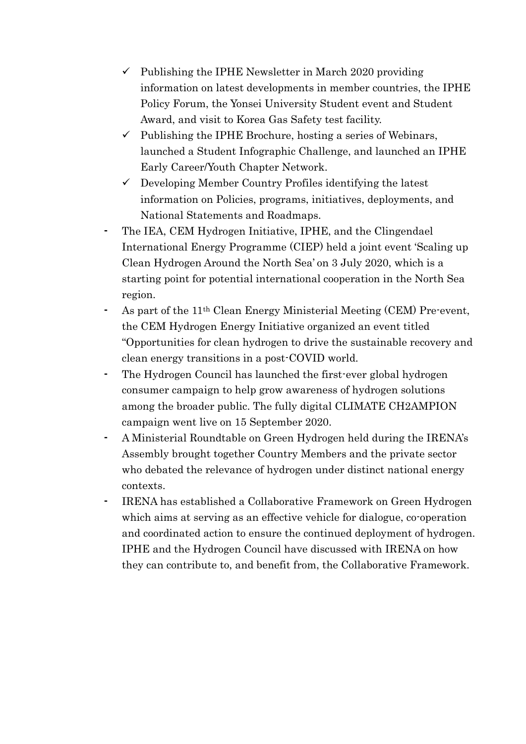- ✓ Publishing the IPHE Newsletter in March 2020 providing information on latest developments in member countries, the IPHE Policy Forum, the Yonsei University Student event and Student Award, and visit to Korea Gas Safety test facility.
  - ✓ Publishing the IPHE Brochure, hosting a series of Webinars, launched a Student Infographic Challenge, and launched an IPHE Early Career/Youth Chapter Network.
  - ✓ Developing Member Country Profiles identifying the latest information on Policies, programs, initiatives, deployments, and National Statements and Roadmaps.

- The IEA, CEM Hydrogen Initiative, IPHE, and the Clingendael International Energy Programme (CIEP) held a joint event 'Scaling up Clean Hydrogen Around the North Sea' on 3 July 2020, which is a starting point for potential international cooperation in the North Sea region.
- As part of the 11th Clean Energy Ministerial Meeting (CEM) Pre-event, the CEM Hydrogen Energy Initiative organized an event titled "Opportunities for clean hydrogen to drive the sustainable recovery and clean energy transitions in a post-COVID world.
- The Hydrogen Council has launched the first-ever global hydrogen consumer campaign to help grow awareness of hydrogen solutions among the broader public. The fully digital CLIMATE CH2AMPION campaign went live on 15 September 2020.
- A Ministerial Roundtable on Green Hydrogen held during the IRENA's Assembly brought together Country Members and the private sector who debated the relevance of hydrogen under distinct national energy contexts.
- IRENA has established a Collaborative Framework on Green Hydrogen which aims at serving as an effective vehicle for dialogue, co-operation and coordinated action to ensure the continued deployment of hydrogen. IPHE and the Hydrogen Council have discussed with IRENA on how they can contribute to, and benefit from, the Collaborative Framework.